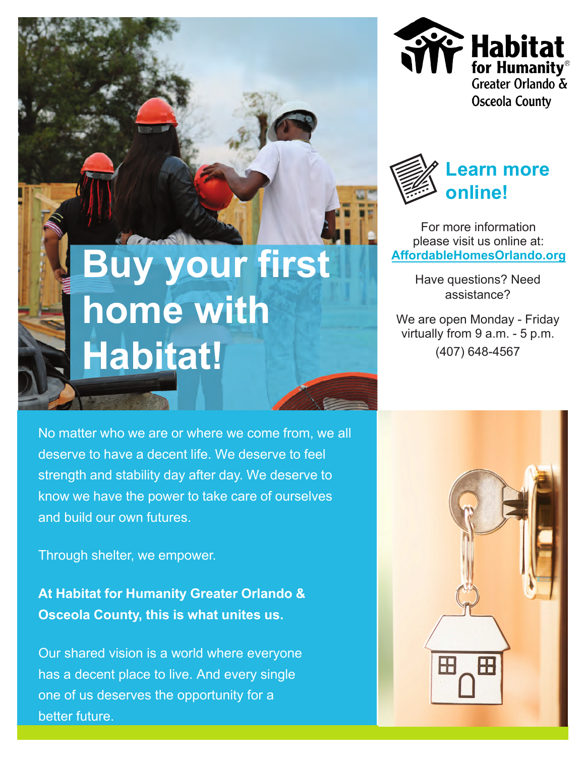# Buy your first home with Habitat!

Habitat for Humanity®
Greater Orlando & Osceola County

## Learn more online!

For more information please visit us online at:
**AffordableHomesOrlando.org**

Have questions? Need assistance?

We are open Monday - Friday virtually from 9 a.m. - 5 p.m.
(407) 648-4567

No matter who we are or where we come from, we all deserve to have a decent life. We deserve to feel strength and stability day after day. We deserve to know we have the power to take care of ourselves and build our own futures.

Through shelter, we empower.

**At Habitat for Humanity Greater Orlando & Osceola County, this is what unites us.**

Our shared vision is a world where everyone has a decent place to live. And every single one of us deserves the opportunity for a better future.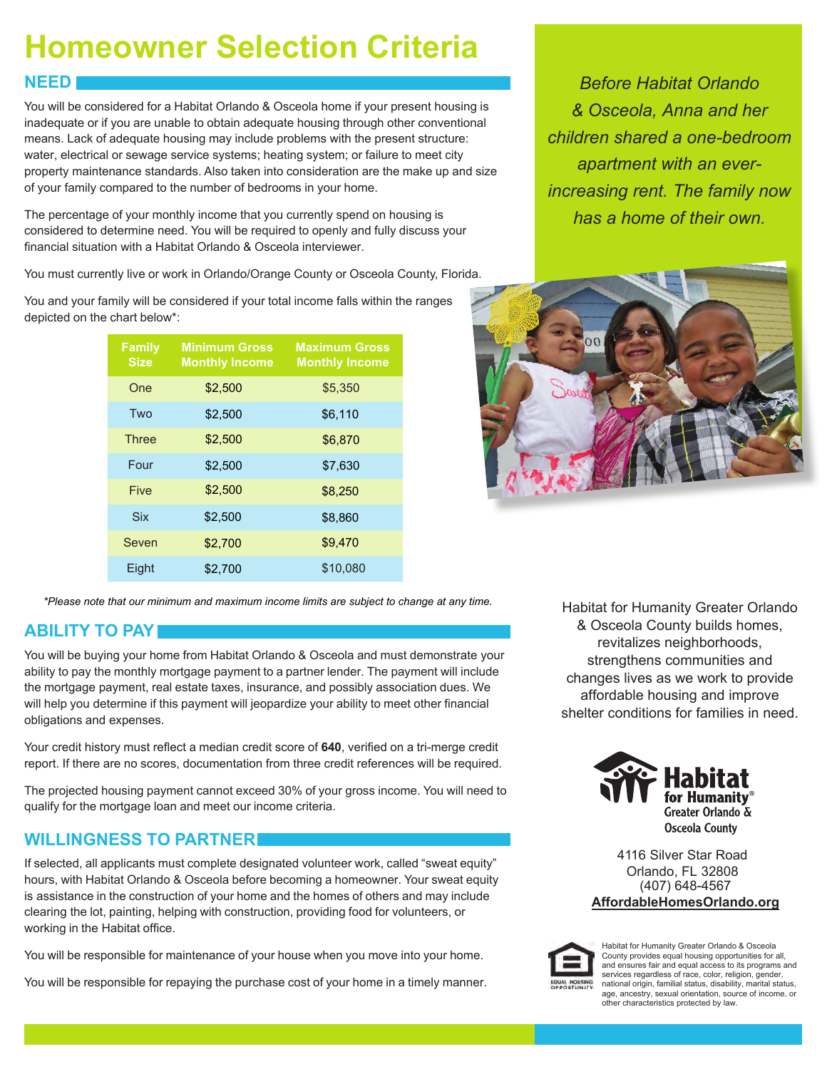# Homeowner Selection Criteria

## NEED

You will be considered for a Habitat Orlando & Osceola home if your present housing is inadequate or if you are unable to obtain adequate housing through other conventional means. Lack of adequate housing may include problems with the present structure: water, electrical or sewage service systems; heating system; or failure to meet city property maintenance standards. Also taken into consideration are the make up and size of your family compared to the number of bedrooms in your home.

The percentage of your monthly income that you currently spend on housing is considered to determine need. You will be required to openly and fully discuss your financial situation with a Habitat Orlando & Osceola interviewer.

You must currently live or work in Orlando/Orange County or Osceola County, Florida.

You and your family will be considered if your total income falls within the ranges depicted on the chart below*:

| Family Size | Minimum Gross Monthly Income | Maximum Gross Monthly Income |
|---|---|---|
| One | $2,500 | $5,350 |
| Two | $2,500 | $6,110 |
| Three | $2,500 | $6,870 |
| Four | $2,500 | $7,630 |
| Five | $2,500 | $8,250 |
| Six | $2,500 | $8,860 |
| Seven | $2,700 | $9,470 |
| Eight | $2,700 | $10,080 |

*Please note that our minimum and maximum income limits are subject to change at any time.*

## ABILITY TO PAY

You will be buying your home from Habitat Orlando & Osceola and must demonstrate your ability to pay the monthly mortgage payment to a partner lender. The payment will include the mortgage payment, real estate taxes, insurance, and possibly association dues. We will help you determine if this payment will jeopardize your ability to meet other financial obligations and expenses.

Your credit history must reflect a median credit score of **640**, verified on a tri-merge credit report. If there are no scores, documentation from three credit references will be required.

The projected housing payment cannot exceed 30% of your gross income. You will need to qualify for the mortgage loan and meet our income criteria.

## WILLINGNESS TO PARTNER

If selected, all applicants must complete designated volunteer work, called "sweat equity" hours, with Habitat Orlando & Osceola before becoming a homeowner. Your sweat equity is assistance in the construction of your home and the homes of others and may include clearing the lot, painting, helping with construction, providing food for volunteers, or working in the Habitat office.

You will be responsible for maintenance of your house when you move into your home.

You will be responsible for repaying the purchase cost of your home in a timely manner.

*Before Habitat Orlando & Osceola, Anna and her children shared a one-bedroom apartment with an ever-increasing rent. The family now has a home of their own.*

Habitat for Humanity Greater Orlando & Osceola County builds homes, revitalizes neighborhoods, strengthens communities and changes lives as we work to provide affordable housing and improve shelter conditions for families in need.

**Habitat for Humanity®**
Greater Orlando & Osceola County

4116 Silver Star Road
Orlando, FL 32808
(407) 648-4567
**AffordableHomesOrlando.org**

EQUAL HOUSING OPPORTUNITY

Habitat for Humanity Greater Orlando & Osceola County provides equal housing opportunities for all, and ensures fair and equal access to its programs and services regardless of race, color, religion, gender, national origin, familial status, disability, marital status, age, ancestry, sexual orientation, source of income, or other characteristics protected by law.